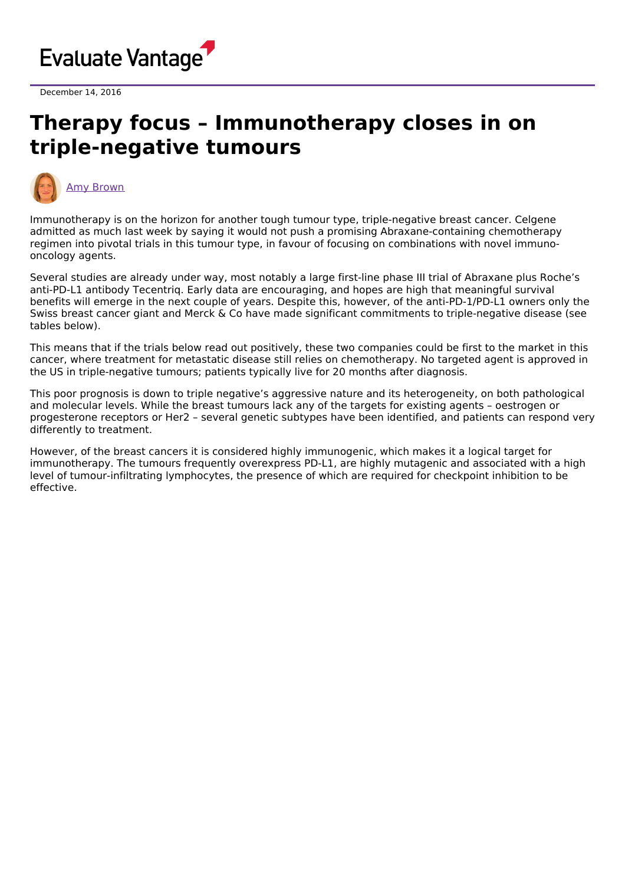December 14, 2016

# Therapy focus – Immunotherapy closes in on triple-negative tumours

Amy Brown

Immunotherapy is on the horizon for another tough tumour type, triple-negative breast cancer. Celgene admitted as much last week by saying it would not push a promising Abraxane-containing chemotherapy regimen into pivotal trials in this tumour type, in favour of focusing on combinations with novel immuno-oncology agents.

Several studies are already under way, most notably a large first-line phase III trial of Abraxane plus Roche's anti-PD-L1 antibody Tecentriq. Early data are encouraging, and hopes are high that meaningful survival benefits will emerge in the next couple of years. Despite this, however, of the anti-PD-1/PD-L1 owners only the Swiss breast cancer giant and Merck & Co have made significant commitments to triple-negative disease (see tables below).

This means that if the trials below read out positively, these two companies could be first to the market in this cancer, where treatment for metastatic disease still relies on chemotherapy. No targeted agent is approved in the US in triple-negative tumours; patients typically live for 20 months after diagnosis.

This poor prognosis is down to triple negative's aggressive nature and its heterogeneity, on both pathological and molecular levels. While the breast tumours lack any of the targets for existing agents – oestrogen or progesterone receptors or Her2 – several genetic subtypes have been identified, and patients can respond very differently to treatment.

However, of the breast cancers it is considered highly immunogenic, which makes it a logical target for immunotherapy. The tumours frequently overexpress PD-L1, are highly mutagenic and associated with a high level of tumour-infiltrating lymphocytes, the presence of which are required for checkpoint inhibition to be effective.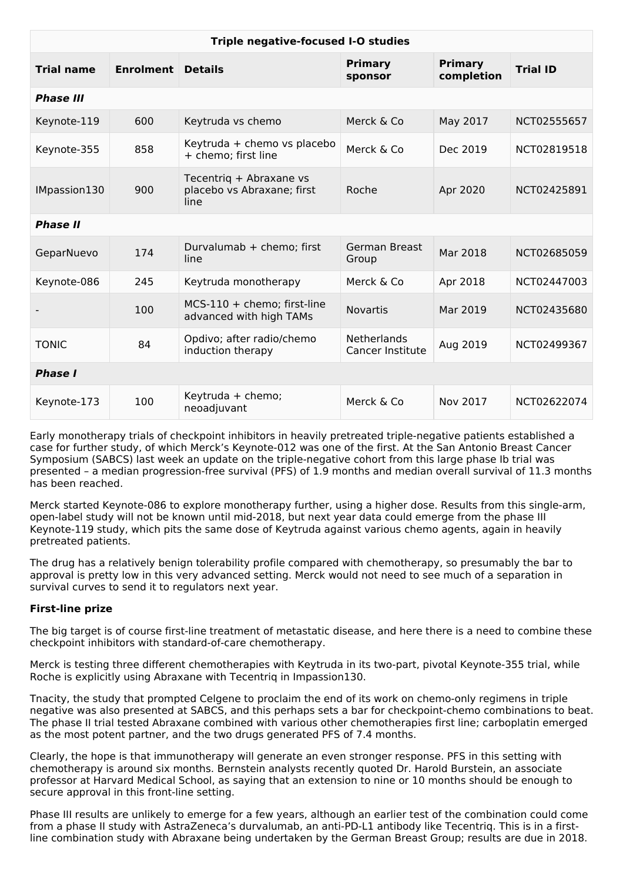| Triple negative-focused I-O studies | | | | | |
|---|---|---|---|---|---|
| **Trial name** | **Enrolment** | **Details** | **Primary sponsor** | **Primary completion** | **Trial ID** |
| ***Phase III*** | | | | | |
| Keynote-119 | 600 | Keytruda vs chemo | Merck & Co | May 2017 | NCT02555657 |
| Keynote-355 | 858 | Keytruda + chemo vs placebo + chemo; first line | Merck & Co | Dec 2019 | NCT02819518 |
| IMpassion130 | 900 | Tecentriq + Abraxane vs placebo vs Abraxane; first line | Roche | Apr 2020 | NCT02425891 |
| ***Phase II*** | | | | | |
| GeparNuevo | 174 | Durvalumab + chemo; first line | German Breast Group | Mar 2018 | NCT02685059 |
| Keynote-086 | 245 | Keytruda monotherapy | Merck & Co | Apr 2018 | NCT02447003 |
| - | 100 | MCS-110 + chemo; first-line advanced with high TAMs | Novartis | Mar 2019 | NCT02435680 |
| TONIC | 84 | Opdivo; after radio/chemo induction therapy | Netherlands Cancer Institute | Aug 2019 | NCT02499367 |
| ***Phase I*** | | | | | |
| Keynote-173 | 100 | Keytruda + chemo; neoadjuvant | Merck & Co | Nov 2017 | NCT02622074 |

Early monotherapy trials of checkpoint inhibitors in heavily pretreated triple-negative patients established a case for further study, of which Merck's Keynote-012 was one of the first. At the San Antonio Breast Cancer Symposium (SABCS) last week an update on the triple-negative cohort from this large phase Ib trial was presented – a median progression-free survival (PFS) of 1.9 months and median overall survival of 11.3 months has been reached.

Merck started Keynote-086 to explore monotherapy further, using a higher dose. Results from this single-arm, open-label study will not be known until mid-2018, but next year data could emerge from the phase III Keynote-119 study, which pits the same dose of Keytruda against various chemo agents, again in heavily pretreated patients.

The drug has a relatively benign tolerability profile compared with chemotherapy, so presumably the bar to approval is pretty low in this very advanced setting. Merck would not need to see much of a separation in survival curves to send it to regulators next year.

**First-line prize**

The big target is of course first-line treatment of metastatic disease, and here there is a need to combine these checkpoint inhibitors with standard-of-care chemotherapy.

Merck is testing three different chemotherapies with Keytruda in its two-part, pivotal Keynote-355 trial, while Roche is explicitly using Abraxane with Tecentriq in Impassion130.

Tnacity, the study that prompted Celgene to proclaim the end of its work on chemo-only regimens in triple negative was also presented at SABCS, and this perhaps sets a bar for checkpoint-chemo combinations to beat. The phase II trial tested Abraxane combined with various other chemotherapies first line; carboplatin emerged as the most potent partner, and the two drugs generated PFS of 7.4 months.

Clearly, the hope is that immunotherapy will generate an even stronger response. PFS in this setting with chemotherapy is around six months. Bernstein analysts recently quoted Dr. Harold Burstein, an associate professor at Harvard Medical School, as saying that an extension to nine or 10 months should be enough to secure approval in this front-line setting.

Phase III results are unlikely to emerge for a few years, although an earlier test of the combination could come from a phase II study with AstraZeneca's durvalumab, an anti-PD-L1 antibody like Tecentriq. This is in a first-line combination study with Abraxane being undertaken by the German Breast Group; results are due in 2018.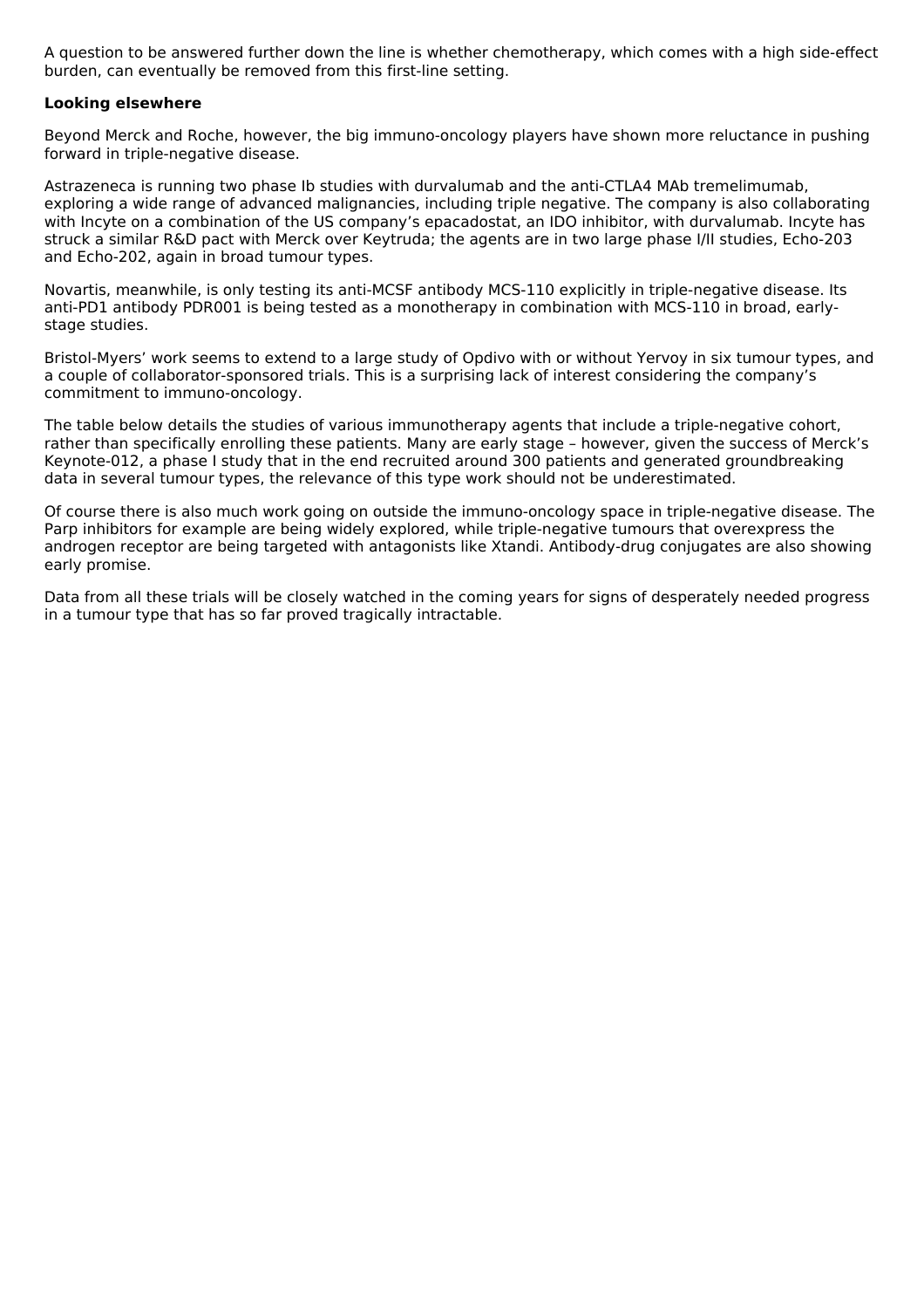A question to be answered further down the line is whether chemotherapy, which comes with a high side-effect burden, can eventually be removed from this first-line setting.

**Looking elsewhere**

Beyond Merck and Roche, however, the big immuno-oncology players have shown more reluctance in pushing forward in triple-negative disease.

Astrazeneca is running two phase Ib studies with durvalumab and the anti-CTLA4 MAb tremelimumab, exploring a wide range of advanced malignancies, including triple negative. The company is also collaborating with Incyte on a combination of the US company's epacadostat, an IDO inhibitor, with durvalumab. Incyte has struck a similar R&D pact with Merck over Keytruda; the agents are in two large phase I/II studies, Echo-203 and Echo-202, again in broad tumour types.

Novartis, meanwhile, is only testing its anti-MCSF antibody MCS-110 explicitly in triple-negative disease. Its anti-PD1 antibody PDR001 is being tested as a monotherapy in combination with MCS-110 in broad, early-stage studies.

Bristol-Myers' work seems to extend to a large study of Opdivo with or without Yervoy in six tumour types, and a couple of collaborator-sponsored trials. This is a surprising lack of interest considering the company's commitment to immuno-oncology.

The table below details the studies of various immunotherapy agents that include a triple-negative cohort, rather than specifically enrolling these patients. Many are early stage – however, given the success of Merck's Keynote-012, a phase I study that in the end recruited around 300 patients and generated groundbreaking data in several tumour types, the relevance of this type work should not be underestimated.

Of course there is also much work going on outside the immuno-oncology space in triple-negative disease. The Parp inhibitors for example are being widely explored, while triple-negative tumours that overexpress the androgen receptor are being targeted with antagonists like Xtandi. Antibody-drug conjugates are also showing early promise.

Data from all these trials will be closely watched in the coming years for signs of desperately needed progress in a tumour type that has so far proved tragically intractable.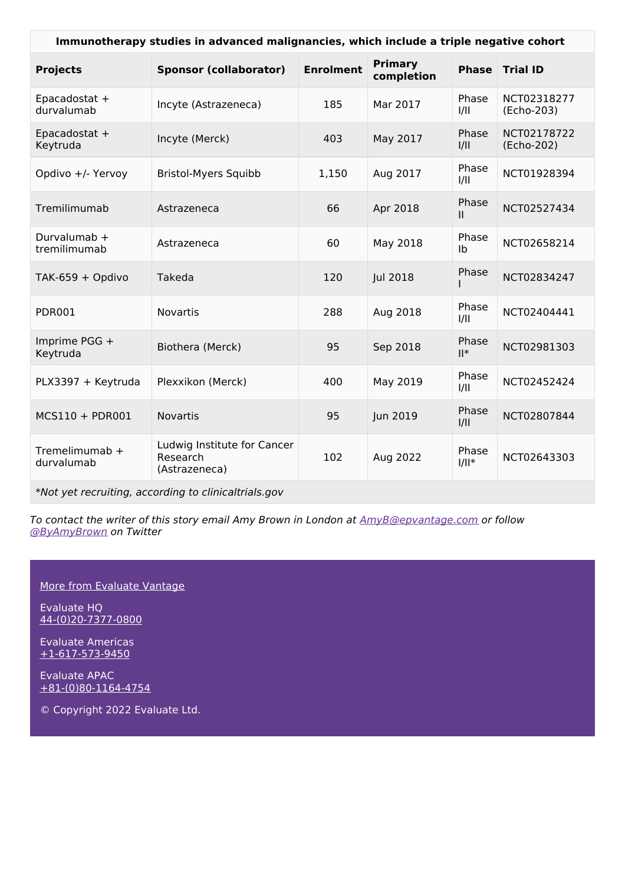| Immunotherapy studies in advanced malignancies, which include a triple negative cohort | | | | | |
|---|---|---|---|---|---|
| **Projects** | **Sponsor (collaborator)** | **Enrolment** | **Primary completion** | **Phase** | **Trial ID** |
| Epacadostat + durvalumab | Incyte (Astrazeneca) | 185 | Mar 2017 | Phase I/II | NCT02318277 (Echo-203) |
| Epacadostat + Keytruda | Incyte (Merck) | 403 | May 2017 | Phase I/II | NCT02178722 (Echo-202) |
| Opdivo +/- Yervoy | Bristol-Myers Squibb | 1,150 | Aug 2017 | Phase I/II | NCT01928394 |
| Tremilimumab | Astrazeneca | 66 | Apr 2018 | Phase II | NCT02527434 |
| Durvalumab + tremilimumab | Astrazeneca | 60 | May 2018 | Phase Ib | NCT02658214 |
| TAK-659 + Opdivo | Takeda | 120 | Jul 2018 | Phase I | NCT02834247 |
| PDR001 | Novartis | 288 | Aug 2018 | Phase I/II | NCT02404441 |
| Imprime PGG + Keytruda | Biothera (Merck) | 95 | Sep 2018 | Phase II* | NCT02981303 |
| PLX3397 + Keytruda | Plexxikon (Merck) | 400 | May 2019 | Phase I/II | NCT02452424 |
| MCS110 + PDR001 | Novartis | 95 | Jun 2019 | Phase I/II | NCT02807844 |
| Tremelimumab + durvalumab | Ludwig Institute for Cancer Research (Astrazeneca) | 102 | Aug 2022 | Phase I/II* | NCT02643303 |

*\*Not yet recruiting, according to clinicaltrials.gov*

*To contact the writer of this story email Amy Brown in London at AmyB@epvantage.com or follow @ByAmyBrown on Twitter*

More from Evaluate Vantage

Evaluate HQ
44-(0)20-7377-0800

Evaluate Americas
+1-617-573-9450

Evaluate APAC
+81-(0)80-1164-4754

© Copyright 2022 Evaluate Ltd.